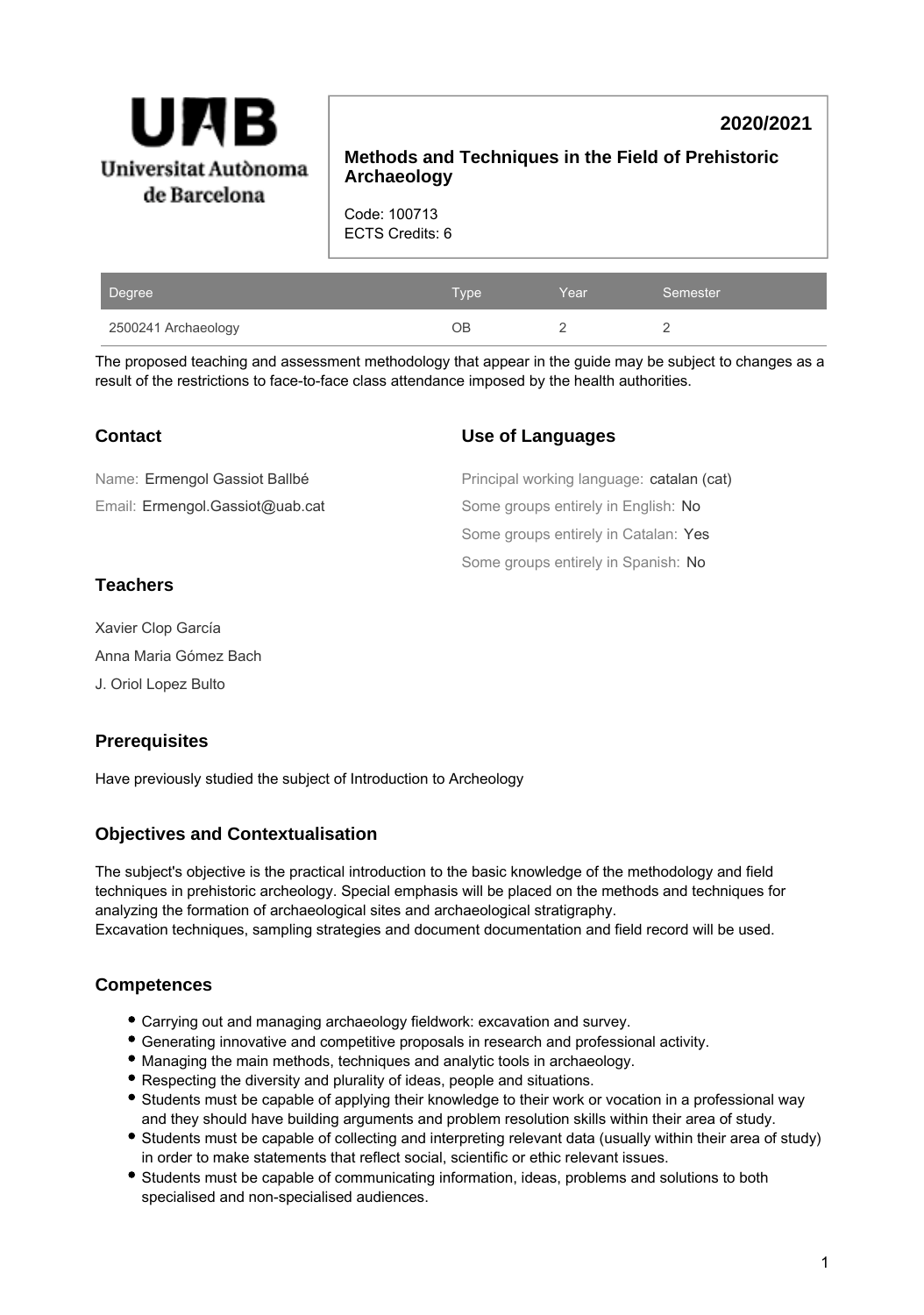Universitat Autònoma de Barcelona

**2020/2021**

# Methods and Techniques in the Field of Prehistoric Archaeology

Code: 100713
ECTS Credits: 6

| Degree | Type | Year | Semester |
| --- | --- | --- | --- |
| 2500241 Archaeology | OB | 2 | 2 |

The proposed teaching and assessment methodology that appear in the guide may be subject to changes as a result of the restrictions to face-to-face class attendance imposed by the health authorities.

## Contact

Name: Ermengol Gassiot Ballbé

Email: Ermengol.Gassiot@uab.cat

## Use of Languages

Principal working language: catalan (cat)

Some groups entirely in English: No

Some groups entirely in Catalan: Yes

Some groups entirely in Spanish: No

## Teachers

Xavier Clop García

Anna Maria Gómez Bach

J. Oriol Lopez Bulto

## Prerequisites

Have previously studied the subject of Introduction to Archeology

## Objectives and Contextualisation

The subject's objective is the practical introduction to the basic knowledge of the methodology and field techniques in prehistoric archeology. Special emphasis will be placed on the methods and techniques for analyzing the formation of archaeological sites and archaeological stratigraphy.
Excavation techniques, sampling strategies and document documentation and field record will be used.

## Competences

- Carrying out and managing archaeology fieldwork: excavation and survey.
- Generating innovative and competitive proposals in research and professional activity.
- Managing the main methods, techniques and analytic tools in archaeology.
- Respecting the diversity and plurality of ideas, people and situations.
- Students must be capable of applying their knowledge to their work or vocation in a professional way and they should have building arguments and problem resolution skills within their area of study.
- Students must be capable of collecting and interpreting relevant data (usually within their area of study) in order to make statements that reflect social, scientific or ethic relevant issues.
- Students must be capable of communicating information, ideas, problems and solutions to both specialised and non-specialised audiences.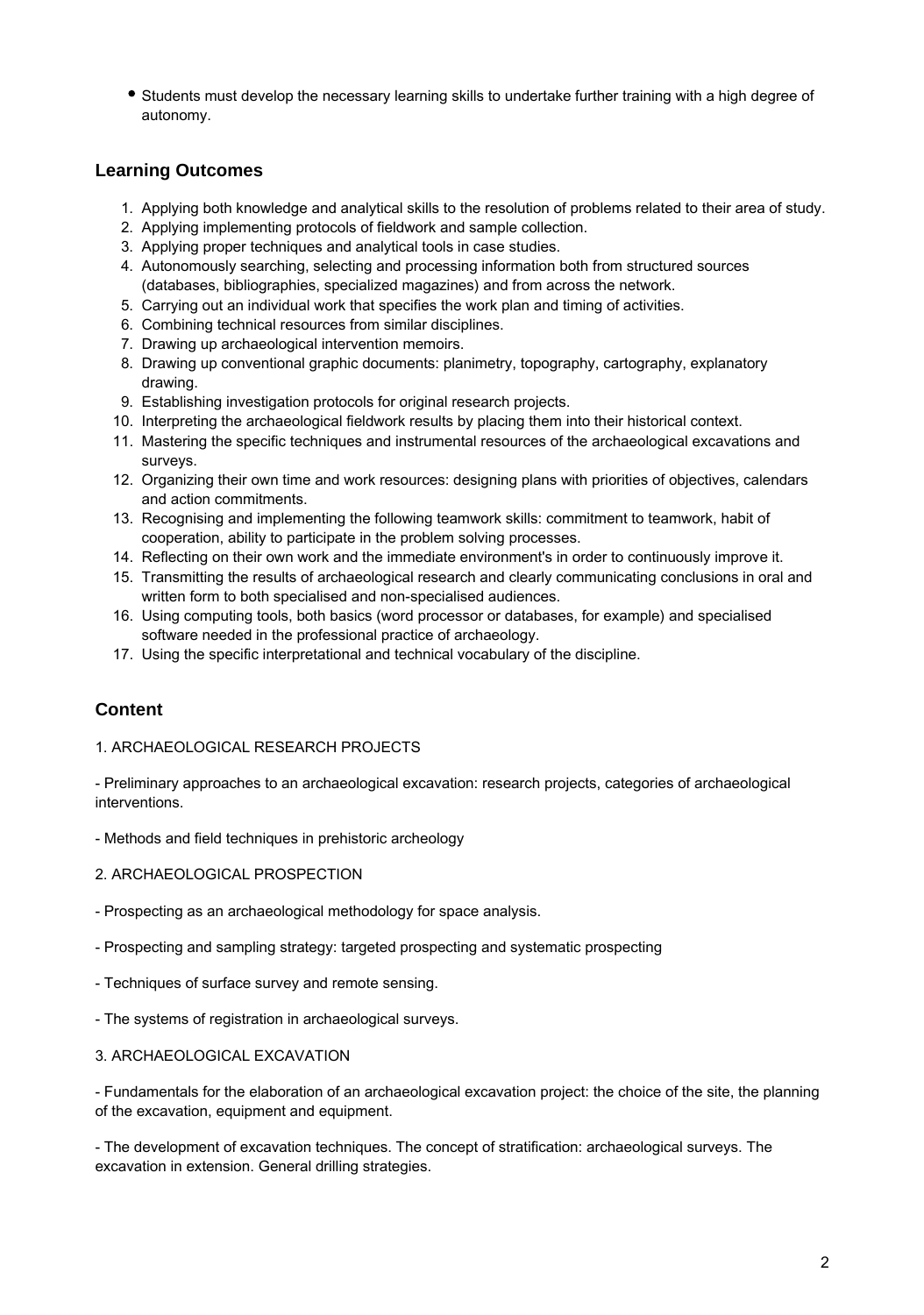- Students must develop the necessary learning skills to undertake further training with a high degree of autonomy.

## Learning Outcomes

1. Applying both knowledge and analytical skills to the resolution of problems related to their area of study.
2. Applying implementing protocols of fieldwork and sample collection.
3. Applying proper techniques and analytical tools in case studies.
4. Autonomously searching, selecting and processing information both from structured sources (databases, bibliographies, specialized magazines) and from across the network.
5. Carrying out an individual work that specifies the work plan and timing of activities.
6. Combining technical resources from similar disciplines.
7. Drawing up archaeological intervention memoirs.
8. Drawing up conventional graphic documents: planimetry, topography, cartography, explanatory drawing.
9. Establishing investigation protocols for original research projects.
10. Interpreting the archaeological fieldwork results by placing them into their historical context.
11. Mastering the specific techniques and instrumental resources of the archaeological excavations and surveys.
12. Organizing their own time and work resources: designing plans with priorities of objectives, calendars and action commitments.
13. Recognising and implementing the following teamwork skills: commitment to teamwork, habit of cooperation, ability to participate in the problem solving processes.
14. Reflecting on their own work and the immediate environment's in order to continuously improve it.
15. Transmitting the results of archaeological research and clearly communicating conclusions in oral and written form to both specialised and non-specialised audiences.
16. Using computing tools, both basics (word processor or databases, for example) and specialised software needed in the professional practice of archaeology.
17. Using the specific interpretational and technical vocabulary of the discipline.

## Content

1. ARCHAEOLOGICAL RESEARCH PROJECTS

- Preliminary approaches to an archaeological excavation: research projects, categories of archaeological interventions.

- Methods and field techniques in prehistoric archeology

2. ARCHAEOLOGICAL PROSPECTION

- Prospecting as an archaeological methodology for space analysis.

- Prospecting and sampling strategy: targeted prospecting and systematic prospecting

- Techniques of surface survey and remote sensing.

- The systems of registration in archaeological surveys.

3. ARCHAEOLOGICAL EXCAVATION

- Fundamentals for the elaboration of an archaeological excavation project: the choice of the site, the planning of the excavation, equipment and equipment.

- The development of excavation techniques. The concept of stratification: archaeological surveys. The excavation in extension. General drilling strategies.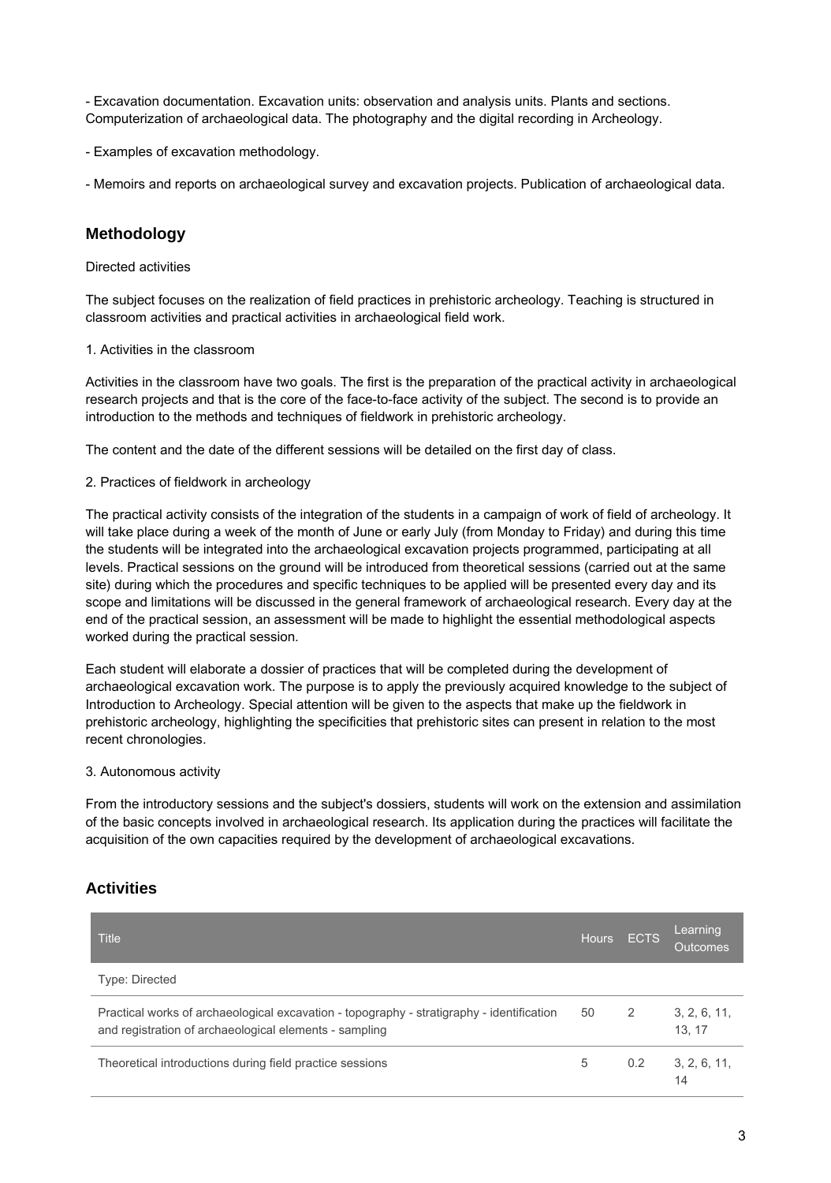- Excavation documentation. Excavation units: observation and analysis units. Plants and sections. Computerization of archaeological data. The photography and the digital recording in Archeology.

- Examples of excavation methodology.

- Memoirs and reports on archaeological survey and excavation projects. Publication of archaeological data.

## Methodology

Directed activities

The subject focuses on the realization of field practices in prehistoric archeology. Teaching is structured in classroom activities and practical activities in archaeological field work.

1. Activities in the classroom

Activities in the classroom have two goals. The first is the preparation of the practical activity in archaeological research projects and that is the core of the face-to-face activity of the subject. The second is to provide an introduction to the methods and techniques of fieldwork in prehistoric archeology.

The content and the date of the different sessions will be detailed on the first day of class.

2. Practices of fieldwork in archeology

The practical activity consists of the integration of the students in a campaign of work of field of archeology. It will take place during a week of the month of June or early July (from Monday to Friday) and during this time the students will be integrated into the archaeological excavation projects programmed, participating at all levels. Practical sessions on the ground will be introduced from theoretical sessions (carried out at the same site) during which the procedures and specific techniques to be applied will be presented every day and its scope and limitations will be discussed in the general framework of archaeological research. Every day at the end of the practical session, an assessment will be made to highlight the essential methodological aspects worked during the practical session.

Each student will elaborate a dossier of practices that will be completed during the development of archaeological excavation work. The purpose is to apply the previously acquired knowledge to the subject of Introduction to Archeology. Special attention will be given to the aspects that make up the fieldwork in prehistoric archeology, highlighting the specificities that prehistoric sites can present in relation to the most recent chronologies.

3. Autonomous activity

From the introductory sessions and the subject's dossiers, students will work on the extension and assimilation of the basic concepts involved in archaeological research. Its application during the practices will facilitate the acquisition of the own capacities required by the development of archaeological excavations.

## Activities

| Title | Hours | ECTS | Learning Outcomes |
|---|---|---|---|
| Type: Directed | | | |
| Practical works of archaeological excavation - topography - stratigraphy - identification and registration of archaeological elements - sampling | 50 | 2 | 3, 2, 6, 11, 13, 17 |
| Theoretical introductions during field practice sessions | 5 | 0.2 | 3, 2, 6, 11, 14 |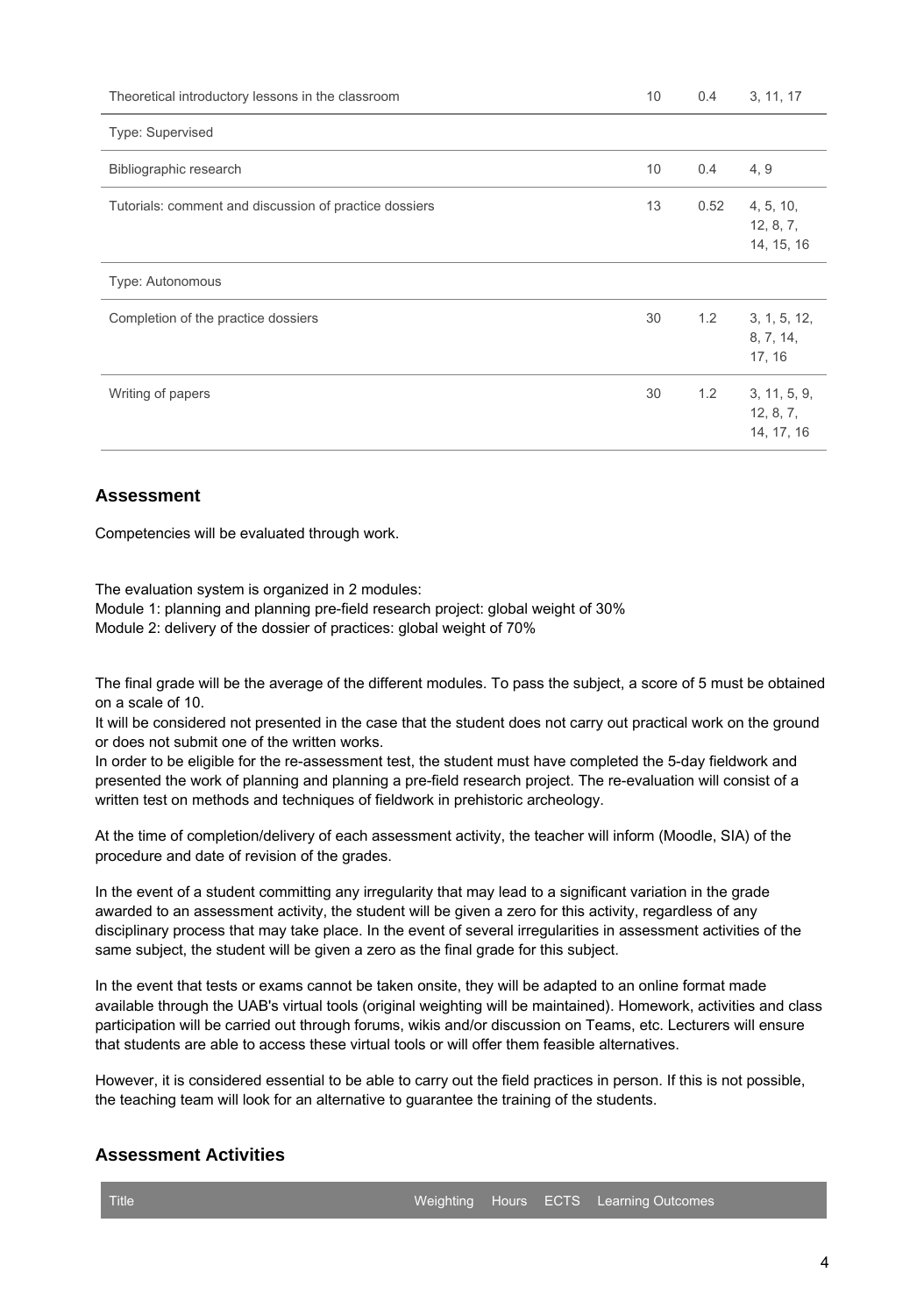| | | | |
|---|---|---|---|
| Theoretical introductory lessons in the classroom | 10 | 0.4 | 3, 11, 17 |
| Type: Supervised | | | |
| Bibliographic research | 10 | 0.4 | 4, 9 |
| Tutorials: comment and discussion of practice dossiers | 13 | 0.52 | 4, 5, 10, 12, 8, 7, 14, 15, 16 |
| Type: Autonomous | | | |
| Completion of the practice dossiers | 30 | 1.2 | 3, 1, 5, 12, 8, 7, 14, 17, 16 |
| Writing of papers | 30 | 1.2 | 3, 11, 5, 9, 12, 8, 7, 14, 17, 16 |

## Assessment

Competencies will be evaluated through work.

The evaluation system is organized in 2 modules:
Module 1: planning and planning pre-field research project: global weight of 30%
Module 2: delivery of the dossier of practices: global weight of 70%

The final grade will be the average of the different modules. To pass the subject, a score of 5 must be obtained on a scale of 10.
It will be considered not presented in the case that the student does not carry out practical work on the ground or does not submit one of the written works.
In order to be eligible for the re-assessment test, the student must have completed the 5-day fieldwork and presented the work of planning and planning a pre-field research project. The re-evaluation will consist of a written test on methods and techniques of fieldwork in prehistoric archeology.

At the time of completion/delivery of each assessment activity, the teacher will inform (Moodle, SIA) of the procedure and date of revision of the grades.

In the event of a student committing any irregularity that may lead to a significant variation in the grade awarded to an assessment activity, the student will be given a zero for this activity, regardless of any disciplinary process that may take place. In the event of several irregularities in assessment activities of the same subject, the student will be given a zero as the final grade for this subject.

In the event that tests or exams cannot be taken onsite, they will be adapted to an online format made available through the UAB's virtual tools (original weighting will be maintained). Homework, activities and class participation will be carried out through forums, wikis and/or discussion on Teams, etc. Lecturers will ensure that students are able to access these virtual tools or will offer them feasible alternatives.

However, it is considered essential to be able to carry out the field practices in person. If this is not possible, the teaching team will look for an alternative to guarantee the training of the students.

## Assessment Activities

| Title | Weighting | Hours | ECTS | Learning Outcomes |
|---|---|---|---|---|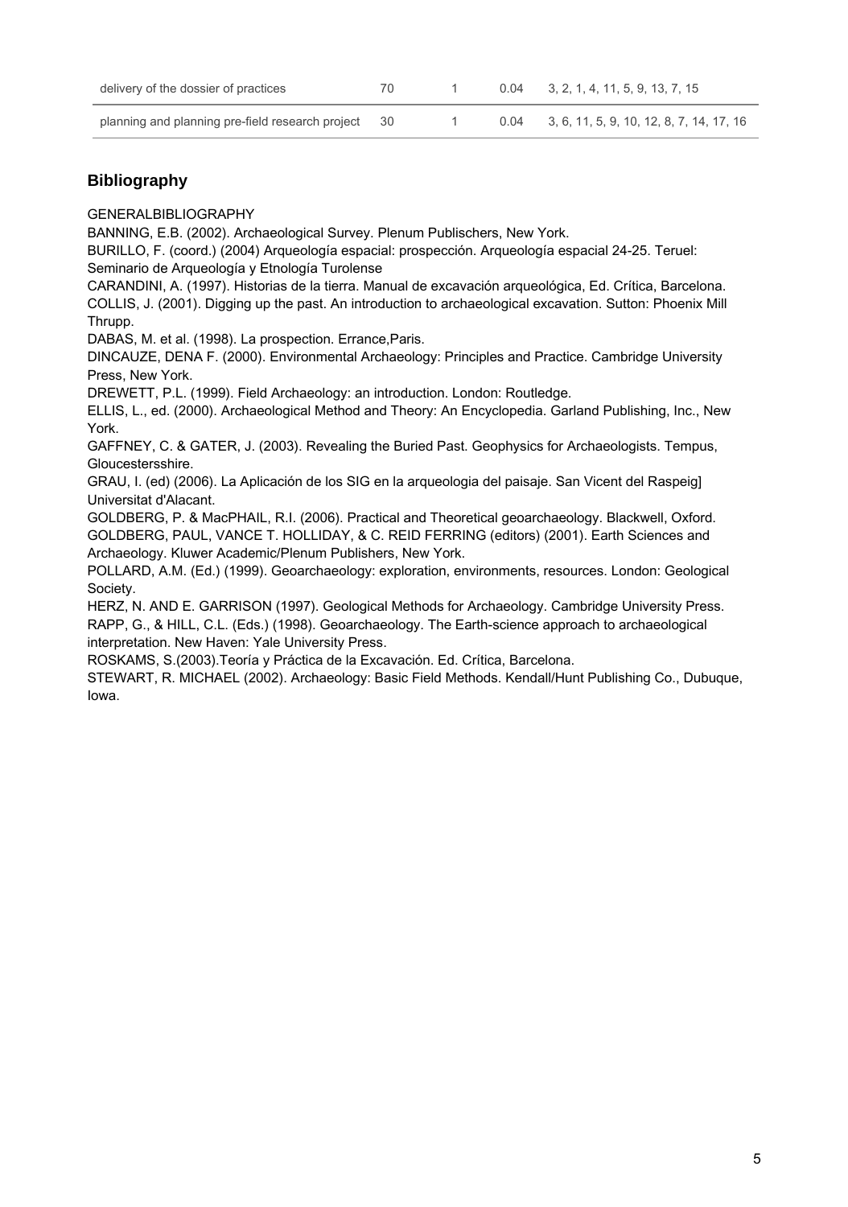| | | | | |
|---|---|---|---|---|
| delivery of the dossier of practices | 70 | 1 | 0.04 | 3, 2, 1, 4, 11, 5, 9, 13, 7, 15 |
| planning and planning pre-field research project | 30 | 1 | 0.04 | 3, 6, 11, 5, 9, 10, 12, 8, 7, 14, 17, 16 |

## Bibliography

GENERALBIBLIOGRAPHY

BANNING, E.B. (2002). Archaeological Survey. Plenum Publischers, New York.

BURILLO, F. (coord.) (2004) Arqueología espacial: prospección. Arqueología espacial 24-25. Teruel: Seminario de Arqueología y Etnología Turolense

CARANDINI, A. (1997). Historias de la tierra. Manual de excavación arqueológica, Ed. Crítica, Barcelona.

COLLIS, J. (2001). Digging up the past. An introduction to archaeological excavation. Sutton: Phoenix Mill Thrupp.

DABAS, M. et al. (1998). La prospection. Errance,Paris.

DINCAUZE, DENA F. (2000). Environmental Archaeology: Principles and Practice. Cambridge University Press, New York.

DREWETT, P.L. (1999). Field Archaeology: an introduction. London: Routledge.

ELLIS, L., ed. (2000). Archaeological Method and Theory: An Encyclopedia. Garland Publishing, Inc., New York.

GAFFNEY, C. & GATER, J. (2003). Revealing the Buried Past. Geophysics for Archaeologists. Tempus, Gloucestersshire.

GRAU, I. (ed) (2006). La Aplicación de los SIG en la arqueologia del paisaje. San Vicent del Raspeig] Universitat d'Alacant.

GOLDBERG, P. & MacPHAIL, R.I. (2006). Practical and Theoretical geoarchaeology. Blackwell, Oxford.

GOLDBERG, PAUL, VANCE T. HOLLIDAY, & C. REID FERRING (editors) (2001). Earth Sciences and Archaeology. Kluwer Academic/Plenum Publishers, New York.

POLLARD, A.M. (Ed.) (1999). Geoarchaeology: exploration, environments, resources. London: Geological Society.

HERZ, N. AND E. GARRISON (1997). Geological Methods for Archaeology. Cambridge University Press.

RAPP, G., & HILL, C.L. (Eds.) (1998). Geoarchaeology. The Earth-science approach to archaeological interpretation. New Haven: Yale University Press.

ROSKAMS, S.(2003).Teoría y Práctica de la Excavación. Ed. Crítica, Barcelona.

STEWART, R. MICHAEL (2002). Archaeology: Basic Field Methods. Kendall/Hunt Publishing Co., Dubuque, Iowa.